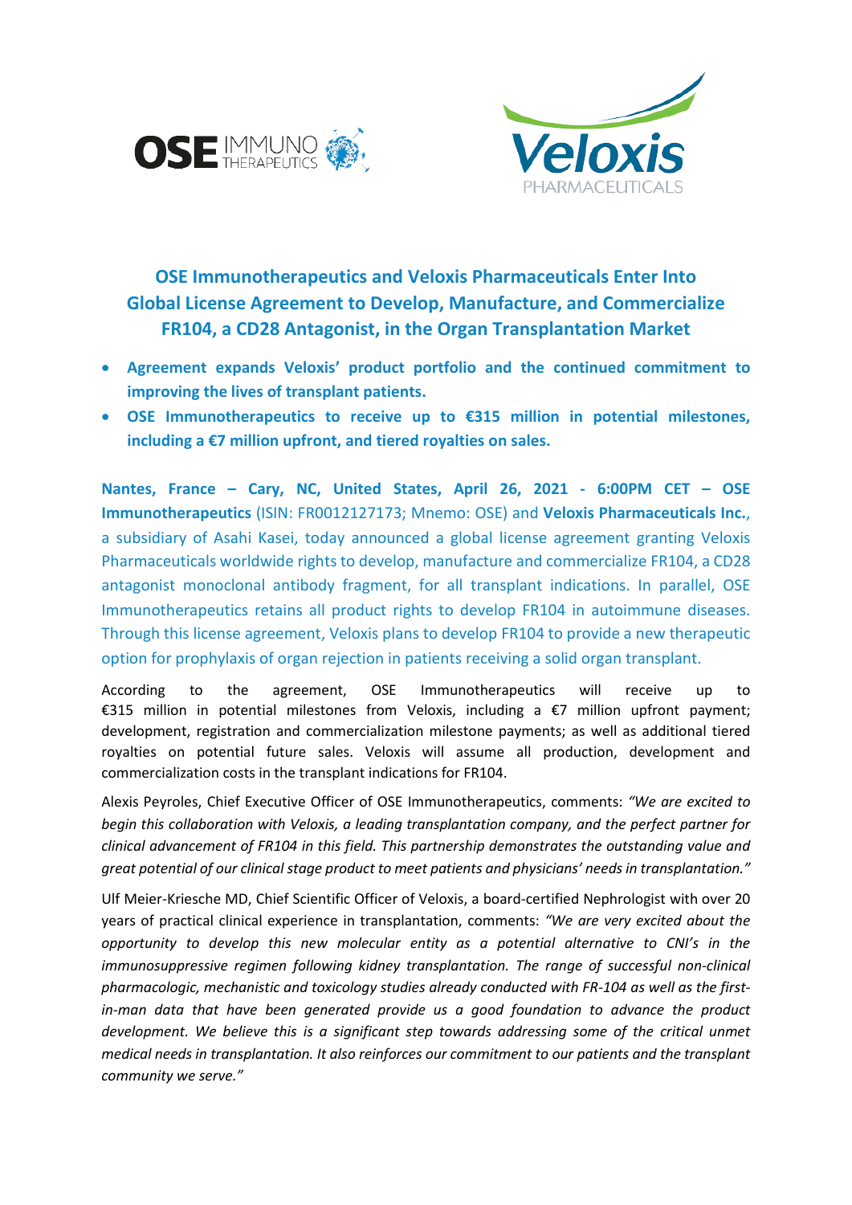# OSE Immunotherapeutics and Veloxis Pharmaceuticals Enter Into Global License Agreement to Develop, Manufacture, and Commercialize FR104, a CD28 Antagonist, in the Organ Transplantation Market

- **Agreement expands Veloxis' product portfolio and the continued commitment to improving the lives of transplant patients.**
- **OSE Immunotherapeutics to receive up to €315 million in potential milestones, including a €7 million upfront, and tiered royalties on sales.**

**Nantes, France – Cary, NC, United States, April 26, 2021 - 6:00PM CET – OSE Immunotherapeutics** (ISIN: FR0012127173; Mnemo: OSE) and **Veloxis Pharmaceuticals Inc.**, a subsidiary of Asahi Kasei, today announced a global license agreement granting Veloxis Pharmaceuticals worldwide rights to develop, manufacture and commercialize FR104, a CD28 antagonist monoclonal antibody fragment, for all transplant indications. In parallel, OSE Immunotherapeutics retains all product rights to develop FR104 in autoimmune diseases. Through this license agreement, Veloxis plans to develop FR104 to provide a new therapeutic option for prophylaxis of organ rejection in patients receiving a solid organ transplant.

According to the agreement, OSE Immunotherapeutics will receive up to €315 million in potential milestones from Veloxis, including a €7 million upfront payment; development, registration and commercialization milestone payments; as well as additional tiered royalties on potential future sales. Veloxis will assume all production, development and commercialization costs in the transplant indications for FR104.

Alexis Peyroles, Chief Executive Officer of OSE Immunotherapeutics, comments: *"We are excited to begin this collaboration with Veloxis, a leading transplantation company, and the perfect partner for clinical advancement of FR104 in this field. This partnership demonstrates the outstanding value and great potential of our clinical stage product to meet patients and physicians' needs in transplantation."*

Ulf Meier-Kriesche MD, Chief Scientific Officer of Veloxis, a board-certified Nephrologist with over 20 years of practical clinical experience in transplantation, comments: *"We are very excited about the opportunity to develop this new molecular entity as a potential alternative to CNI's in the immunosuppressive regimen following kidney transplantation. The range of successful non-clinical pharmacologic, mechanistic and toxicology studies already conducted with FR-104 as well as the first-in-man data that have been generated provide us a good foundation to advance the product development. We believe this is a significant step towards addressing some of the critical unmet medical needs in transplantation. It also reinforces our commitment to our patients and the transplant community we serve."*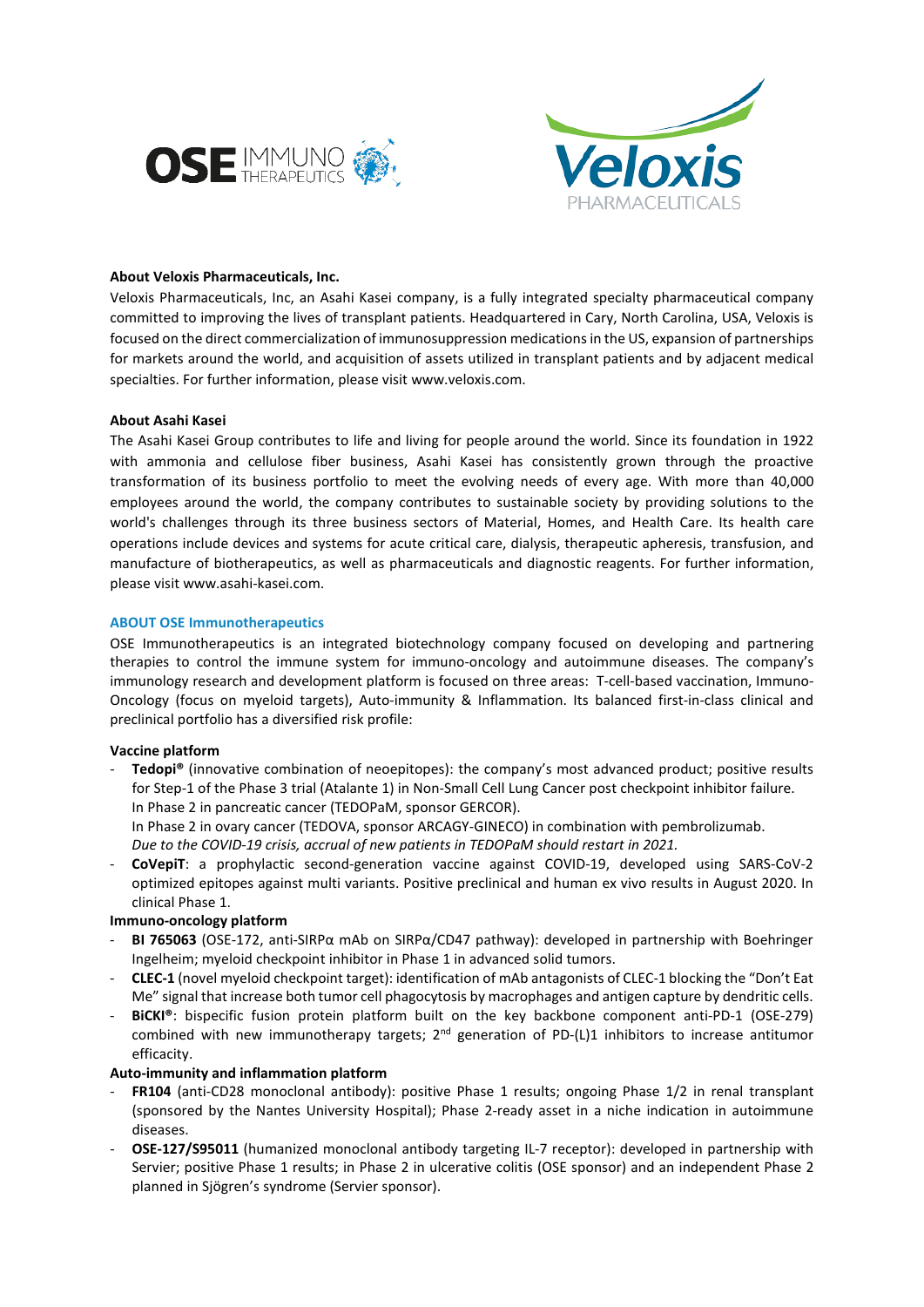**About Veloxis Pharmaceuticals, Inc.**

Veloxis Pharmaceuticals, Inc, an Asahi Kasei company, is a fully integrated specialty pharmaceutical company committed to improving the lives of transplant patients. Headquartered in Cary, North Carolina, USA, Veloxis is focused on the direct commercialization of immunosuppression medications in the US, expansion of partnerships for markets around the world, and acquisition of assets utilized in transplant patients and by adjacent medical specialties. For further information, please visit www.veloxis.com.

**About Asahi Kasei**

The Asahi Kasei Group contributes to life and living for people around the world. Since its foundation in 1922 with ammonia and cellulose fiber business, Asahi Kasei has consistently grown through the proactive transformation of its business portfolio to meet the evolving needs of every age. With more than 40,000 employees around the world, the company contributes to sustainable society by providing solutions to the world's challenges through its three business sectors of Material, Homes, and Health Care. Its health care operations include devices and systems for acute critical care, dialysis, therapeutic apheresis, transfusion, and manufacture of biotherapeutics, as well as pharmaceuticals and diagnostic reagents. For further information, please visit www.asahi-kasei.com.

**ABOUT OSE Immunotherapeutics**

OSE Immunotherapeutics is an integrated biotechnology company focused on developing and partnering therapies to control the immune system for immuno-oncology and autoimmune diseases. The company's immunology research and development platform is focused on three areas: T-cell-based vaccination, Immuno-Oncology (focus on myeloid targets), Auto-immunity & Inflammation. Its balanced first-in-class clinical and preclinical portfolio has a diversified risk profile:

**Vaccine platform**

- **Tedopi®** (innovative combination of neoepitopes): the company's most advanced product; positive results for Step-1 of the Phase 3 trial (Atalante 1) in Non-Small Cell Lung Cancer post checkpoint inhibitor failure.
  In Phase 2 in pancreatic cancer (TEDOPaM, sponsor GERCOR).
  In Phase 2 in ovary cancer (TEDOVA, sponsor ARCAGY-GINECO) in combination with pembrolizumab.
  *Due to the COVID-19 crisis, accrual of new patients in TEDOPaM should restart in 2021.*
- **CoVepiT**: a prophylactic second-generation vaccine against COVID-19, developed using SARS-CoV-2 optimized epitopes against multi variants. Positive preclinical and human ex vivo results in August 2020. In clinical Phase 1.

**Immuno-oncology platform**

- **BI 765063** (OSE-172, anti-SIRPα mAb on SIRPα/CD47 pathway): developed in partnership with Boehringer Ingelheim; myeloid checkpoint inhibitor in Phase 1 in advanced solid tumors.
- **CLEC-1** (novel myeloid checkpoint target): identification of mAb antagonists of CLEC-1 blocking the "Don't Eat Me" signal that increase both tumor cell phagocytosis by macrophages and antigen capture by dendritic cells.
- **BiCKI®**: bispecific fusion protein platform built on the key backbone component anti-PD-1 (OSE-279) combined with new immunotherapy targets; 2nd generation of PD-(L)1 inhibitors to increase antitumor efficacity.

**Auto-immunity and inflammation platform**

- **FR104** (anti-CD28 monoclonal antibody): positive Phase 1 results; ongoing Phase 1/2 in renal transplant (sponsored by the Nantes University Hospital); Phase 2-ready asset in a niche indication in autoimmune diseases.
- **OSE-127/S95011** (humanized monoclonal antibody targeting IL-7 receptor): developed in partnership with Servier; positive Phase 1 results; in Phase 2 in ulcerative colitis (OSE sponsor) and an independent Phase 2 planned in Sjögren's syndrome (Servier sponsor).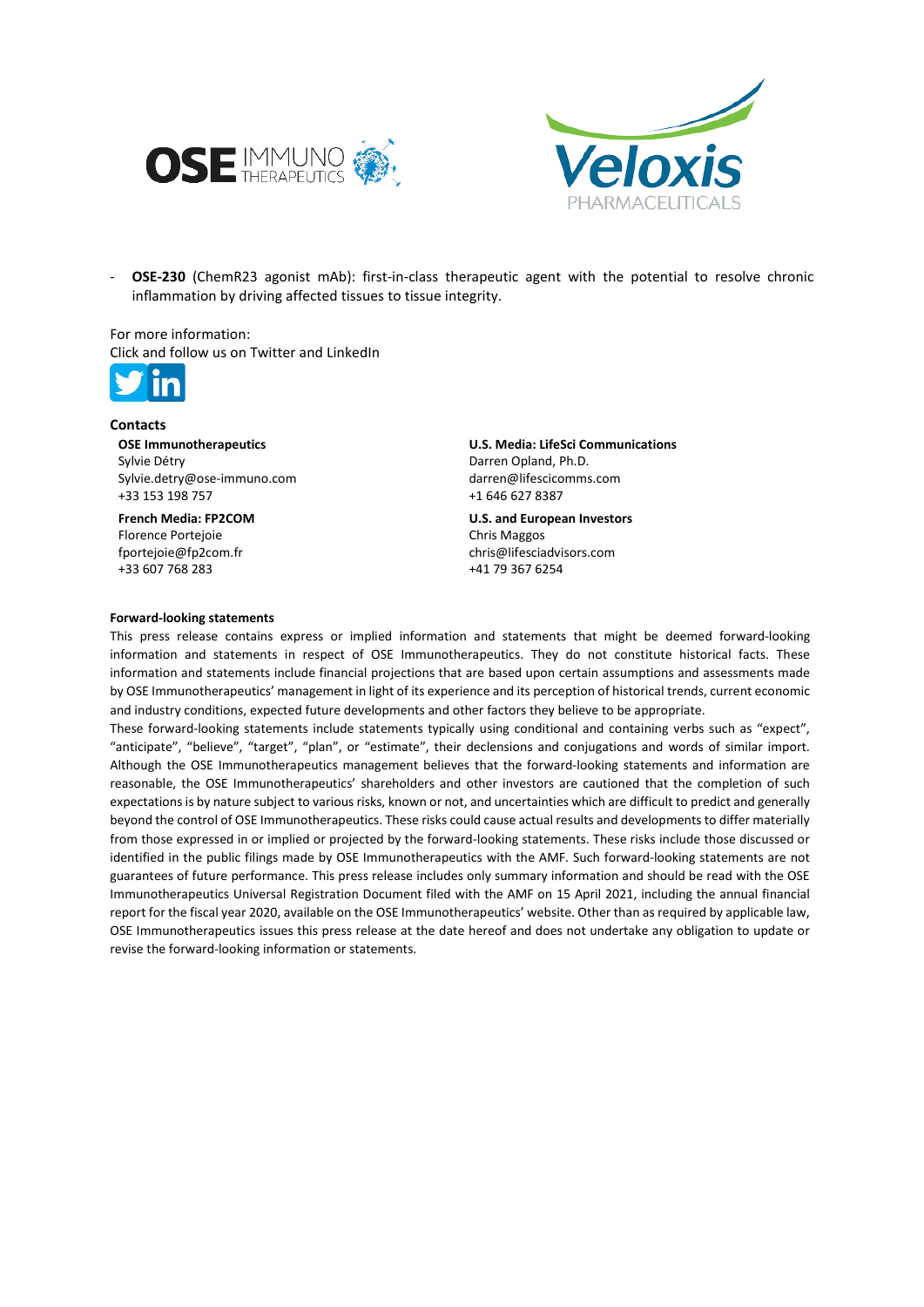- **OSE-230** (ChemR23 agonist mAb): first-in-class therapeutic agent with the potential to resolve chronic inflammation by driving affected tissues to tissue integrity.

For more information:
Click and follow us on Twitter and LinkedIn

**Contacts**

**OSE Immunotherapeutics**
Sylvie Détry
Sylvie.detry@ose-immuno.com
+33 153 198 757

**French Media: FP2COM**
Florence Portejoie
fportejoie@fp2com.fr
+33 607 768 283

**U.S. Media: LifeSci Communications**
Darren Opland, Ph.D.
darren@lifescicomms.com
+1 646 627 8387

**U.S. and European Investors**
Chris Maggos
chris@lifesciadvisors.com
+41 79 367 6254

**Forward-looking statements**

This press release contains express or implied information and statements that might be deemed forward-looking information and statements in respect of OSE Immunotherapeutics. They do not constitute historical facts. These information and statements include financial projections that are based upon certain assumptions and assessments made by OSE Immunotherapeutics' management in light of its experience and its perception of historical trends, current economic and industry conditions, expected future developments and other factors they believe to be appropriate.
These forward-looking statements include statements typically using conditional and containing verbs such as "expect", "anticipate", "believe", "target", "plan", or "estimate", their declensions and conjugations and words of similar import. Although the OSE Immunotherapeutics management believes that the forward-looking statements and information are reasonable, the OSE Immunotherapeutics' shareholders and other investors are cautioned that the completion of such expectations is by nature subject to various risks, known or not, and uncertainties which are difficult to predict and generally beyond the control of OSE Immunotherapeutics. These risks could cause actual results and developments to differ materially from those expressed in or implied or projected by the forward-looking statements. These risks include those discussed or identified in the public filings made by OSE Immunotherapeutics with the AMF. Such forward-looking statements are not guarantees of future performance. This press release includes only summary information and should be read with the OSE Immunotherapeutics Universal Registration Document filed with the AMF on 15 April 2021, including the annual financial report for the fiscal year 2020, available on the OSE Immunotherapeutics' website. Other than as required by applicable law, OSE Immunotherapeutics issues this press release at the date hereof and does not undertake any obligation to update or revise the forward-looking information or statements.